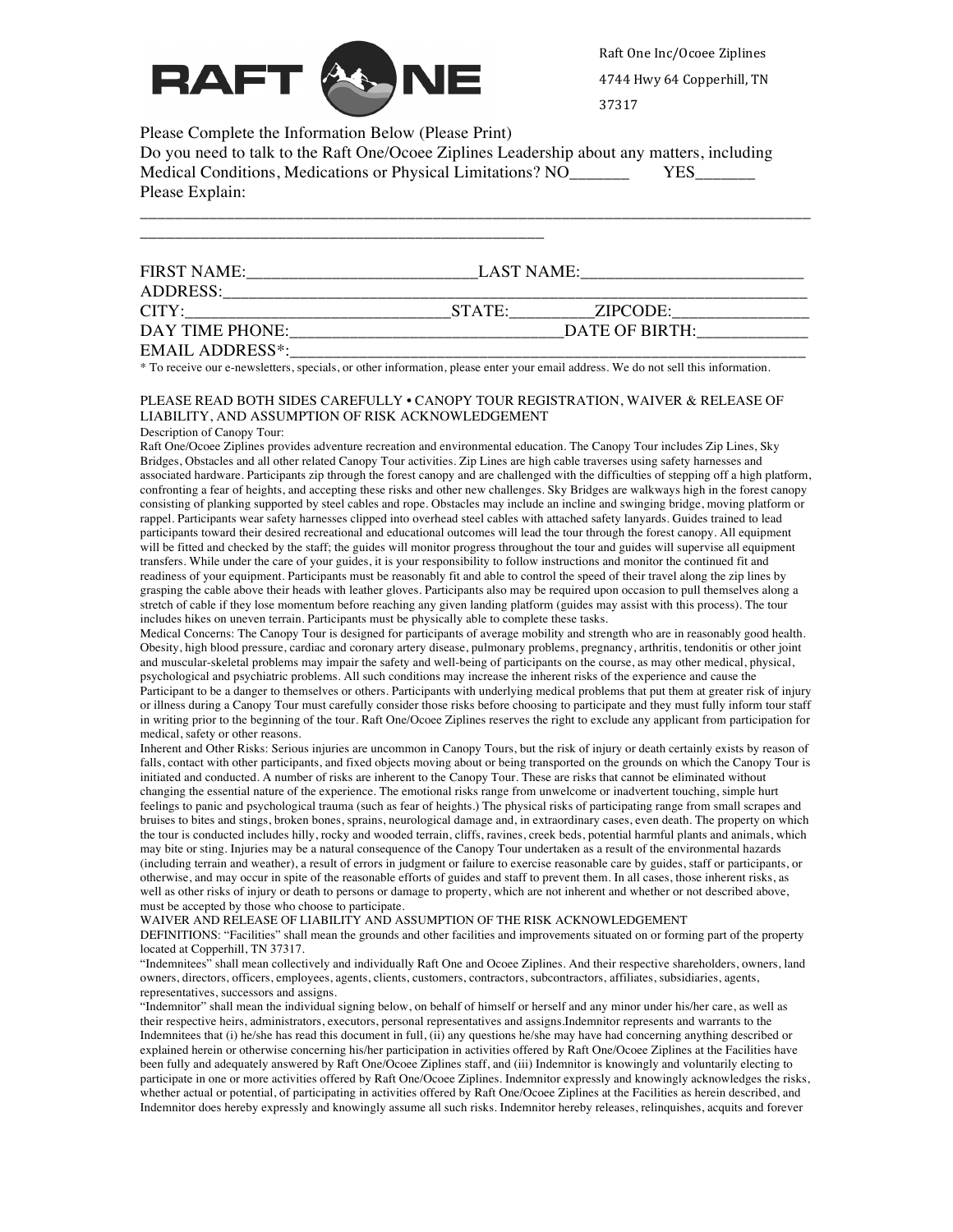RAFT ONE

Raft One Inc/Ocoee Ziplines
4744 Hwy 64 Copperhill, TN
37317

Please Complete the Information Below (Please Print)

Do you need to talk to the Raft One/Ocoee Ziplines Leadership about any matters, including Medical Conditions, Medications or Physical Limitations? NO_______ YES_______

Please Explain:

____________________________________________________________________________________

__________________________________________________

FIRST NAME:___________________________LAST NAME:__________________________

ADDRESS:_____________________________________________________________________

CITY:_______________________________STATE:_________ZIPCODE:________________

DAY TIME PHONE:________________________________DATE OF BIRTH:_____________

EMAIL ADDRESS*:_______________________________________________________________

* To receive our e-newsletters, specials, or other information, please enter your email address. We do not sell this information.

PLEASE READ BOTH SIDES CAREFULLY • CANOPY TOUR REGISTRATION, WAIVER & RELEASE OF LIABILITY, AND ASSUMPTION OF RISK ACKNOWLEDGEMENT

Description of Canopy Tour:

Raft One/Ocoee Ziplines provides adventure recreation and environmental education. The Canopy Tour includes Zip Lines, Sky Bridges, Obstacles and all other related Canopy Tour activities. Zip Lines are high cable traverses using safety harnesses and associated hardware. Participants zip through the forest canopy and are challenged with the difficulties of stepping off a high platform, confronting a fear of heights, and accepting these risks and other new challenges. Sky Bridges are walkways high in the forest canopy consisting of planking supported by steel cables and rope. Obstacles may include an incline and swinging bridge, moving platform or rappel. Participants wear safety harnesses clipped into overhead steel cables with attached safety lanyards. Guides trained to lead participants toward their desired recreational and educational outcomes will lead the tour through the forest canopy. All equipment will be fitted and checked by the staff; the guides will monitor progress throughout the tour and guides will supervise all equipment transfers. While under the care of your guides, it is your responsibility to follow instructions and monitor the continued fit and readiness of your equipment. Participants must be reasonably fit and able to control the speed of their travel along the zip lines by grasping the cable above their heads with leather gloves. Participants also may be required upon occasion to pull themselves along a stretch of cable if they lose momentum before reaching any given landing platform (guides may assist with this process). The tour includes hikes on uneven terrain. Participants must be physically able to complete these tasks.

Medical Concerns: The Canopy Tour is designed for participants of average mobility and strength who are in reasonably good health. Obesity, high blood pressure, cardiac and coronary artery disease, pulmonary problems, pregnancy, arthritis, tendonitis or other joint and muscular-skeletal problems may impair the safety and well-being of participants on the course, as may other medical, physical, psychological and psychiatric problems. All such conditions may increase the inherent risks of the experience and cause the Participant to be a danger to themselves or others. Participants with underlying medical problems that put them at greater risk of injury or illness during a Canopy Tour must carefully consider those risks before choosing to participate and they must fully inform tour staff in writing prior to the beginning of the tour. Raft One/Ocoee Ziplines reserves the right to exclude any applicant from participation for medical, safety or other reasons.

Inherent and Other Risks: Serious injuries are uncommon in Canopy Tours, but the risk of injury or death certainly exists by reason of falls, contact with other participants, and fixed objects moving about or being transported on the grounds on which the Canopy Tour is initiated and conducted. A number of risks are inherent to the Canopy Tour. These are risks that cannot be eliminated without changing the essential nature of the experience. The emotional risks range from unwelcome or inadvertent touching, simple hurt feelings to panic and psychological trauma (such as fear of heights.) The physical risks of participating range from small scrapes and bruises to bites and stings, broken bones, sprains, neurological damage and, in extraordinary cases, even death. The property on which the tour is conducted includes hilly, rocky and wooded terrain, cliffs, ravines, creek beds, potential harmful plants and animals, which may bite or sting. Injuries may be a natural consequence of the Canopy Tour undertaken as a result of the environmental hazards (including terrain and weather), a result of errors in judgment or failure to exercise reasonable care by guides, staff or participants, or otherwise, and may occur in spite of the reasonable efforts of guides and staff to prevent them. In all cases, those inherent risks, as well as other risks of injury or death to persons or damage to property, which are not inherent and whether or not described above, must be accepted by those who choose to participate.

WAIVER AND RELEASE OF LIABILITY AND ASSUMPTION OF THE RISK ACKNOWLEDGEMENT

DEFINITIONS: "Facilities" shall mean the grounds and other facilities and improvements situated on or forming part of the property located at Copperhill, TN 37317.

"Indemnitees" shall mean collectively and individually Raft One and Ocoee Ziplines. And their respective shareholders, owners, land owners, directors, officers, employees, agents, clients, customers, contractors, subcontractors, affiliates, subsidiaries, agents, representatives, successors and assigns.

"Indemnitor" shall mean the individual signing below, on behalf of himself or herself and any minor under his/her care, as well as their respective heirs, administrators, executors, personal representatives and assigns.Indemnitor represents and warrants to the Indemnitees that (i) he/she has read this document in full, (ii) any questions he/she may have had concerning anything described or explained herein or otherwise concerning his/her participation in activities offered by Raft One/Ocoee Ziplines at the Facilities have been fully and adequately answered by Raft One/Ocoee Ziplines staff, and (iii) Indemnitor is knowingly and voluntarily electing to participate in one or more activities offered by Raft One/Ocoee Ziplines. Indemnitor expressly and knowingly acknowledges the risks, whether actual or potential, of participating in activities offered by Raft One/Ocoee Ziplines at the Facilities as herein described, and Indemnitor does hereby expressly and knowingly assume all such risks. Indemnitor hereby releases, relinquishes, acquits and forever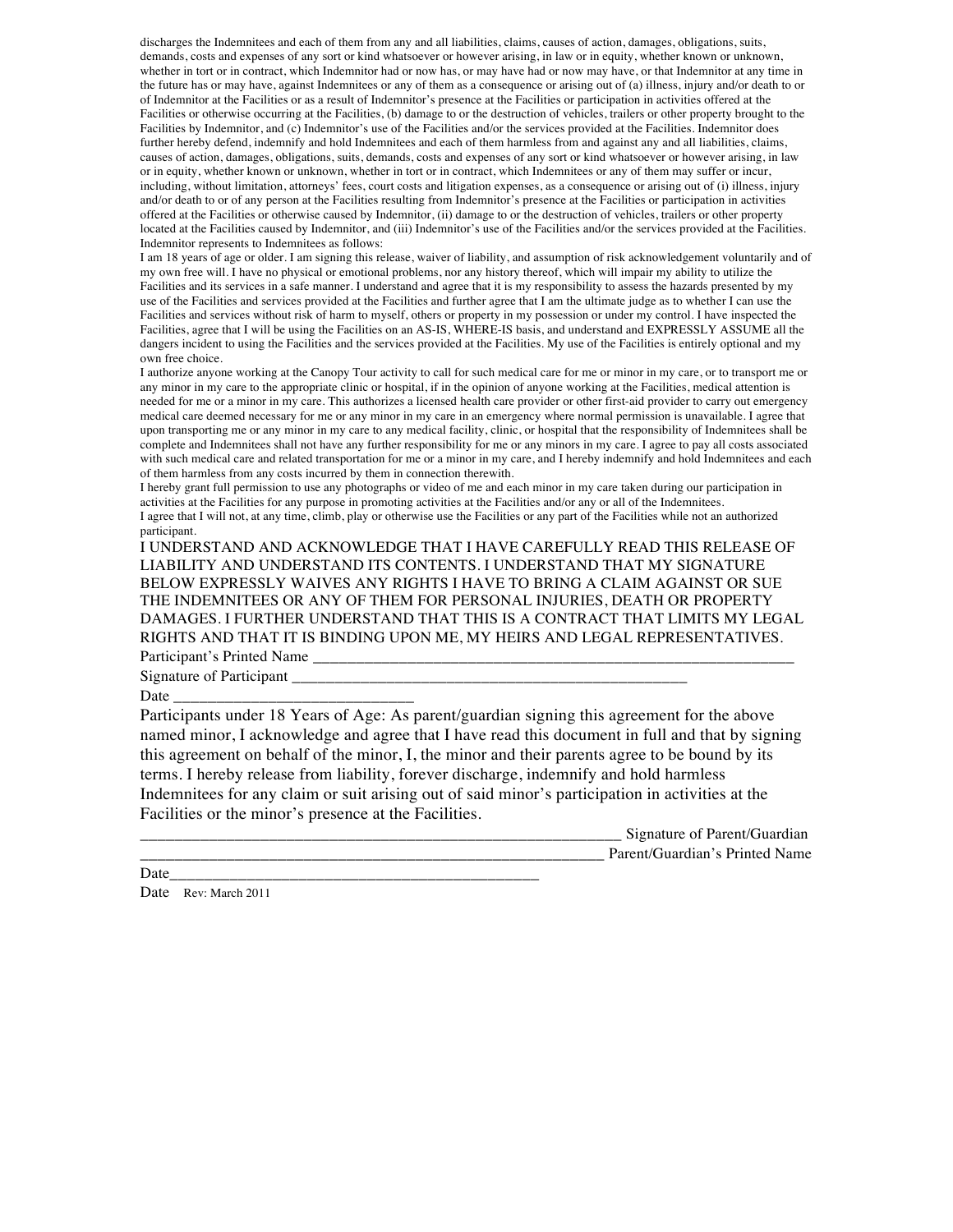discharges the Indemnitees and each of them from any and all liabilities, claims, causes of action, damages, obligations, suits, demands, costs and expenses of any sort or kind whatsoever or however arising, in law or in equity, whether known or unknown, whether in tort or in contract, which Indemnitor had or now has, or may have had or now may have, or that Indemnitor at any time in the future has or may have, against Indemnitees or any of them as a consequence or arising out of (a) illness, injury and/or death to or of Indemnitor at the Facilities or as a result of Indemnitor's presence at the Facilities or participation in activities offered at the Facilities or otherwise occurring at the Facilities, (b) damage to or the destruction of vehicles, trailers or other property brought to the Facilities by Indemnitor, and (c) Indemnitor's use of the Facilities and/or the services provided at the Facilities. Indemnitor does further hereby defend, indemnify and hold Indemnitees and each of them harmless from and against any and all liabilities, claims, causes of action, damages, obligations, suits, demands, costs and expenses of any sort or kind whatsoever or however arising, in law or in equity, whether known or unknown, whether in tort or in contract, which Indemnitees or any of them may suffer or incur, including, without limitation, attorneys' fees, court costs and litigation expenses, as a consequence or arising out of (i) illness, injury and/or death to or of any person at the Facilities resulting from Indemnitor's presence at the Facilities or participation in activities offered at the Facilities or otherwise caused by Indemnitor, (ii) damage to or the destruction of vehicles, trailers or other property located at the Facilities caused by Indemnitor, and (iii) Indemnitor's use of the Facilities and/or the services provided at the Facilities. Indemnitor represents to Indemnitees as follows:

I am 18 years of age or older. I am signing this release, waiver of liability, and assumption of risk acknowledgement voluntarily and of my own free will. I have no physical or emotional problems, nor any history thereof, which will impair my ability to utilize the Facilities and its services in a safe manner. I understand and agree that it is my responsibility to assess the hazards presented by my use of the Facilities and services provided at the Facilities and further agree that I am the ultimate judge as to whether I can use the Facilities and services without risk of harm to myself, others or property in my possession or under my control. I have inspected the Facilities, agree that I will be using the Facilities on an AS-IS, WHERE-IS basis, and understand and EXPRESSLY ASSUME all the dangers incident to using the Facilities and the services provided at the Facilities. My use of the Facilities is entirely optional and my own free choice.

I authorize anyone working at the Canopy Tour activity to call for such medical care for me or minor in my care, or to transport me or any minor in my care to the appropriate clinic or hospital, if in the opinion of anyone working at the Facilities, medical attention is needed for me or a minor in my care. This authorizes a licensed health care provider or other first-aid provider to carry out emergency medical care deemed necessary for me or any minor in my care in an emergency where normal permission is unavailable. I agree that upon transporting me or any minor in my care to any medical facility, clinic, or hospital that the responsibility of Indemnitees shall be complete and Indemnitees shall not have any further responsibility for me or any minors in my care. I agree to pay all costs associated with such medical care and related transportation for me or a minor in my care, and I hereby indemnify and hold Indemnitees and each of them harmless from any costs incurred by them in connection therewith.

I hereby grant full permission to use any photographs or video of me and each minor in my care taken during our participation in activities at the Facilities for any purpose in promoting activities at the Facilities and/or any or all of the Indemnitees.

I agree that I will not, at any time, climb, play or otherwise use the Facilities or any part of the Facilities while not an authorized participant.

I UNDERSTAND AND ACKNOWLEDGE THAT I HAVE CAREFULLY READ THIS RELEASE OF LIABILITY AND UNDERSTAND ITS CONTENTS. I UNDERSTAND THAT MY SIGNATURE BELOW EXPRESSLY WAIVES ANY RIGHTS I HAVE TO BRING A CLAIM AGAINST OR SUE THE INDEMNITEES OR ANY OF THEM FOR PERSONAL INJURIES, DEATH OR PROPERTY DAMAGES. I FURTHER UNDERSTAND THAT THIS IS A CONTRACT THAT LIMITS MY LEGAL RIGHTS AND THAT IT IS BINDING UPON ME, MY HEIRS AND LEGAL REPRESENTATIVES.

Participant's Printed Name _______________________________________________________________

Signature of Participant ____________________________________________________

Date ______________________________

Participants under 18 Years of Age: As parent/guardian signing this agreement for the above named minor, I acknowledge and agree that I have read this document in full and that by signing this agreement on behalf of the minor, I, the minor and their parents agree to be bound by its terms. I hereby release from liability, forever discharge, indemnify and hold harmless Indemnitees for any claim or suit arising out of said minor's participation in activities at the Facilities or the minor's presence at the Facilities.

_______________________________________________________________ Signature of Parent/Guardian

_____________________________________________________________ Parent/Guardian's Printed Name

Date_______________________________________________

Date Rev: March 2011